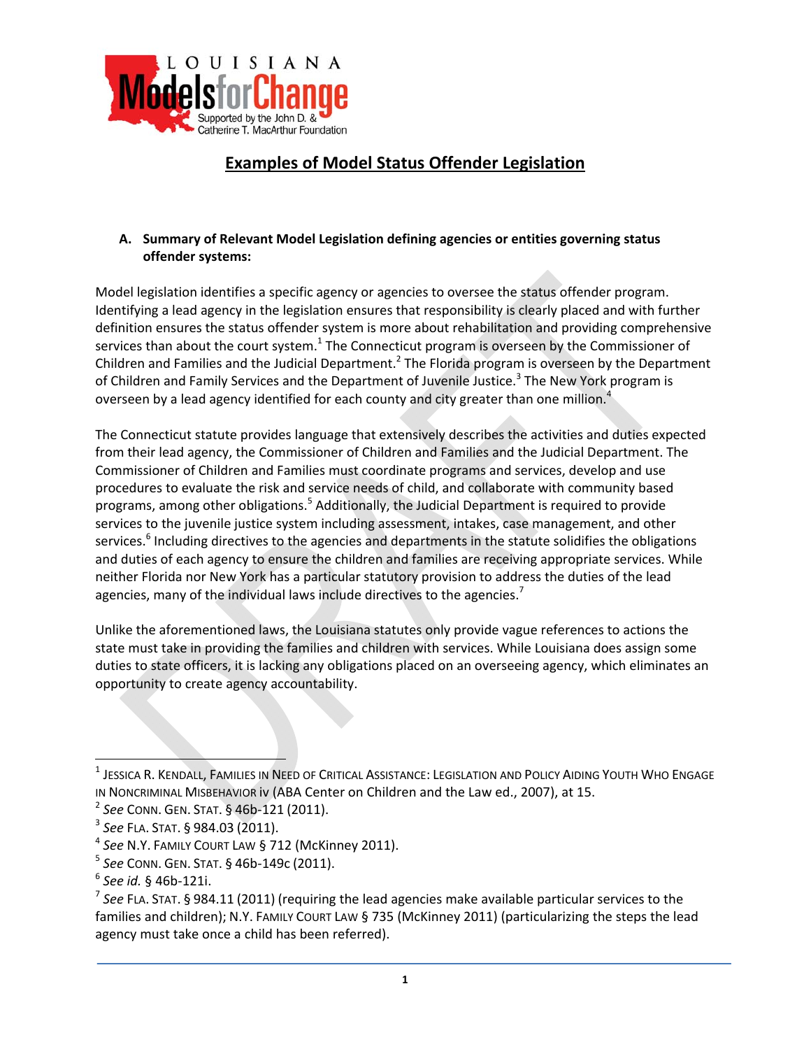LOUISIANA Models for Change

Supported by the John D. & Catherine T. MacArthur Foundation

# Examples of Model Status Offender Legislation

**A. Summary of Relevant Model Legislation defining agencies or entities governing status offender systems:**

Model legislation identifies a specific agency or agencies to oversee the status offender program. Identifying a lead agency in the legislation ensures that responsibility is clearly placed and with further definition ensures the status offender system is more about rehabilitation and providing comprehensive services than about the court system.[1] The Connecticut program is overseen by the Commissioner of Children and Families and the Judicial Department.[2] The Florida program is overseen by the Department of Children and Family Services and the Department of Juvenile Justice.[3] The New York program is overseen by a lead agency identified for each county and city greater than one million.[4]

The Connecticut statute provides language that extensively describes the activities and duties expected from their lead agency, the Commissioner of Children and Families and the Judicial Department. The Commissioner of Children and Families must coordinate programs and services, develop and use procedures to evaluate the risk and service needs of child, and collaborate with community based programs, among other obligations.[5] Additionally, the Judicial Department is required to provide services to the juvenile justice system including assessment, intakes, case management, and other services.[6] Including directives to the agencies and departments in the statute solidifies the obligations and duties of each agency to ensure the children and families are receiving appropriate services. While neither Florida nor New York has a particular statutory provision to address the duties of the lead agencies, many of the individual laws include directives to the agencies.[7]

Unlike the aforementioned laws, the Louisiana statutes only provide vague references to actions the state must take in providing the families and children with services. While Louisiana does assign some duties to state officers, it is lacking any obligations placed on an overseeing agency, which eliminates an opportunity to create agency accountability.

---

[1] JESSICA R. KENDALL, FAMILIES IN NEED OF CRITICAL ASSISTANCE: LEGISLATION AND POLICY AIDING YOUTH WHO ENGAGE IN NONCRIMINAL MISBEHAVIOR iv (ABA Center on Children and the Law ed., 2007), at 15.

[2] *See* CONN. GEN. STAT. § 46b-121 (2011).

[3] *See* FLA. STAT. § 984.03 (2011).

[4] *See* N.Y. FAMILY COURT LAW § 712 (McKinney 2011).

[5] *See* CONN. GEN. STAT. § 46b-149c (2011).

[6] *See id.* § 46b-121i.

[7] *See* FLA. STAT. § 984.11 (2011) (requiring the lead agencies make available particular services to the families and children); N.Y. FAMILY COURT LAW § 735 (McKinney 2011) (particularizing the steps the lead agency must take once a child has been referred).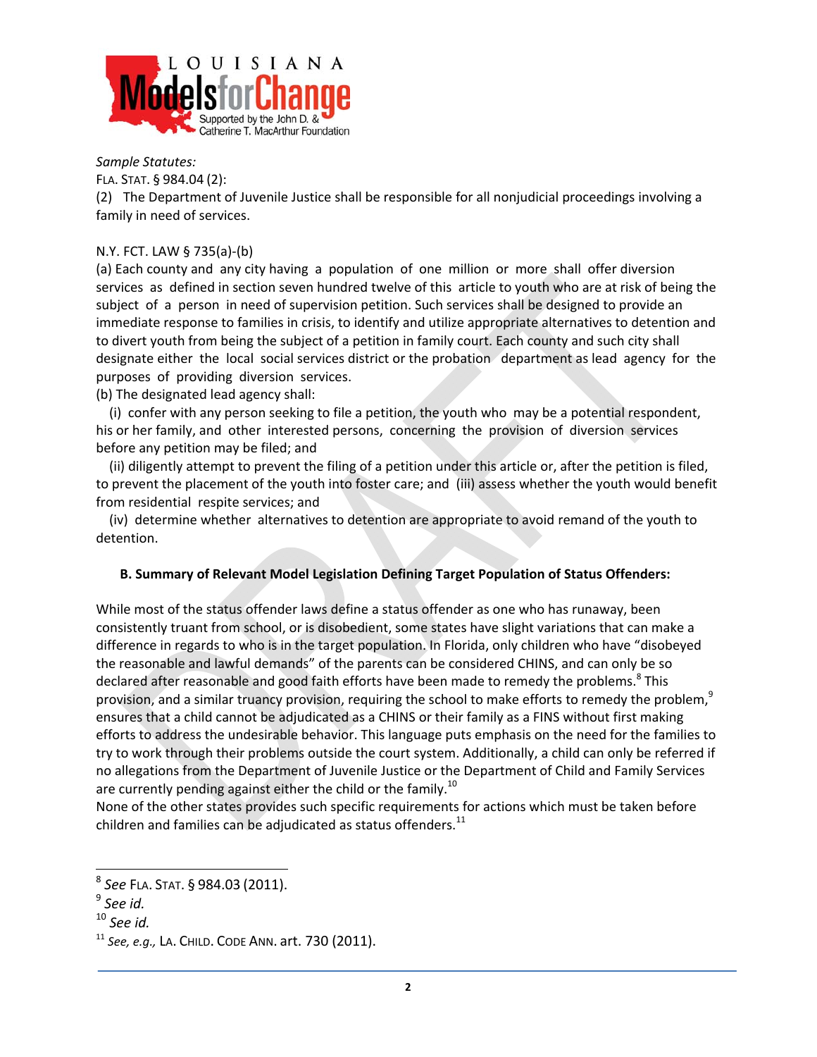*Sample Statutes:*

FLA. STAT. § 984.04 (2):

(2) The Department of Juvenile Justice shall be responsible for all nonjudicial proceedings involving a family in need of services.

N.Y. FCT. LAW § 735(a)-(b)

(a) Each county and any city having a population of one million or more shall offer diversion services as defined in section seven hundred twelve of this article to youth who are at risk of being the subject of a person in need of supervision petition. Such services shall be designed to provide an immediate response to families in crisis, to identify and utilize appropriate alternatives to detention and to divert youth from being the subject of a petition in family court. Each county and such city shall designate either the local social services district or the probation department as lead agency for the purposes of providing diversion services.

(b) The designated lead agency shall:

(i) confer with any person seeking to file a petition, the youth who may be a potential respondent, his or her family, and other interested persons, concerning the provision of diversion services before any petition may be filed; and

(ii) diligently attempt to prevent the filing of a petition under this article or, after the petition is filed, to prevent the placement of the youth into foster care; and (iii) assess whether the youth would benefit from residential respite services; and

(iv) determine whether alternatives to detention are appropriate to avoid remand of the youth to detention.

**B. Summary of Relevant Model Legislation Defining Target Population of Status Offenders:**

While most of the status offender laws define a status offender as one who has runaway, been consistently truant from school, or is disobedient, some states have slight variations that can make a difference in regards to who is in the target population. In Florida, only children who have "disobeyed the reasonable and lawful demands" of the parents can be considered CHINS, and can only be so declared after reasonable and good faith efforts have been made to remedy the problems.[8] This provision, and a similar truancy provision, requiring the school to make efforts to remedy the problem,[9] ensures that a child cannot be adjudicated as a CHINS or their family as a FINS without first making efforts to address the undesirable behavior. This language puts emphasis on the need for the families to try to work through their problems outside the court system. Additionally, a child can only be referred if no allegations from the Department of Juvenile Justice or the Department of Child and Family Services are currently pending against either the child or the family.[10]

None of the other states provides such specific requirements for actions which must be taken before children and families can be adjudicated as status offenders.[11]

---

[8] *See* FLA. STAT. § 984.03 (2011).

[9] *See id.*

[10] *See id.*

[11] *See, e.g.,* LA. CHILD. CODE ANN. art. 730 (2011).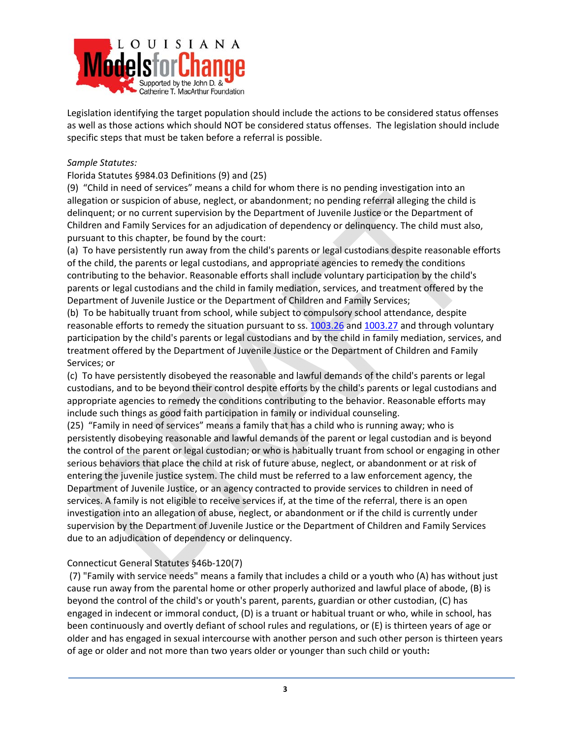Legislation identifying the target population should include the actions to be considered status offenses as well as those actions which should NOT be considered status offenses. The legislation should include specific steps that must be taken before a referral is possible.

*Sample Statutes:*

Florida Statutes §984.03 Definitions (9) and (25)

(9) "Child in need of services" means a child for whom there is no pending investigation into an allegation or suspicion of abuse, neglect, or abandonment; no pending referral alleging the child is delinquent; or no current supervision by the Department of Juvenile Justice or the Department of Children and Family Services for an adjudication of dependency or delinquency. The child must also, pursuant to this chapter, be found by the court:

(a) To have persistently run away from the child's parents or legal custodians despite reasonable efforts of the child, the parents or legal custodians, and appropriate agencies to remedy the conditions contributing to the behavior. Reasonable efforts shall include voluntary participation by the child's parents or legal custodians and the child in family mediation, services, and treatment offered by the Department of Juvenile Justice or the Department of Children and Family Services;

(b) To be habitually truant from school, while subject to compulsory school attendance, despite reasonable efforts to remedy the situation pursuant to ss. 1003.26 and 1003.27 and through voluntary participation by the child's parents or legal custodians and by the child in family mediation, services, and treatment offered by the Department of Juvenile Justice or the Department of Children and Family Services; or

(c) To have persistently disobeyed the reasonable and lawful demands of the child's parents or legal custodians, and to be beyond their control despite efforts by the child's parents or legal custodians and appropriate agencies to remedy the conditions contributing to the behavior. Reasonable efforts may include such things as good faith participation in family or individual counseling.

(25) "Family in need of services" means a family that has a child who is running away; who is persistently disobeying reasonable and lawful demands of the parent or legal custodian and is beyond the control of the parent or legal custodian; or who is habitually truant from school or engaging in other serious behaviors that place the child at risk of future abuse, neglect, or abandonment or at risk of entering the juvenile justice system. The child must be referred to a law enforcement agency, the Department of Juvenile Justice, or an agency contracted to provide services to children in need of services. A family is not eligible to receive services if, at the time of the referral, there is an open investigation into an allegation of abuse, neglect, or abandonment or if the child is currently under supervision by the Department of Juvenile Justice or the Department of Children and Family Services due to an adjudication of dependency or delinquency.

Connecticut General Statutes §46b-120(7)

(7) "Family with service needs" means a family that includes a child or a youth who (A) has without just cause run away from the parental home or other properly authorized and lawful place of abode, (B) is beyond the control of the child's or youth's parent, parents, guardian or other custodian, (C) has engaged in indecent or immoral conduct, (D) is a truant or habitual truant or who, while in school, has been continuously and overtly defiant of school rules and regulations, or (E) is thirteen years of age or older and has engaged in sexual intercourse with another person and such other person is thirteen years of age or older and not more than two years older or younger than such child or youth**:**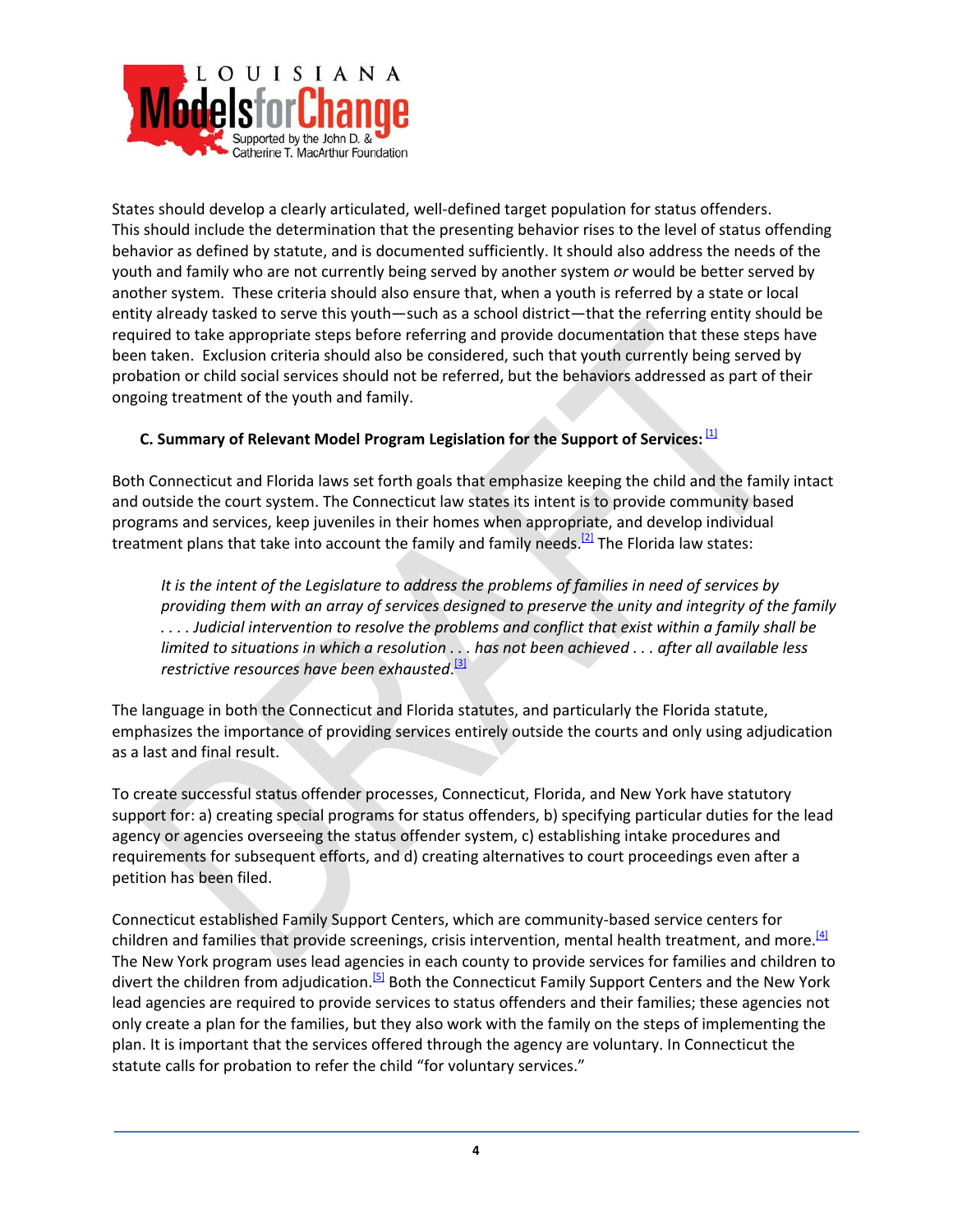States should develop a clearly articulated, well-defined target population for status offenders. This should include the determination that the presenting behavior rises to the level of status offending behavior as defined by statute, and is documented sufficiently. It should also address the needs of the youth and family who are not currently being served by another system *or* would be better served by another system. These criteria should also ensure that, when a youth is referred by a state or local entity already tasked to serve this youth—such as a school district—that the referring entity should be required to take appropriate steps before referring and provide documentation that these steps have been taken. Exclusion criteria should also be considered, such that youth currently being served by probation or child social services should not be referred, but the behaviors addressed as part of their ongoing treatment of the youth and family.

### C. Summary of Relevant Model Program Legislation for the Support of Services: [1]

Both Connecticut and Florida laws set forth goals that emphasize keeping the child and the family intact and outside the court system. The Connecticut law states its intent is to provide community based programs and services, keep juveniles in their homes when appropriate, and develop individual treatment plans that take into account the family and family needs.[2] The Florida law states:

> *It is the intent of the Legislature to address the problems of families in need of services by providing them with an array of services designed to preserve the unity and integrity of the family . . . . Judicial intervention to resolve the problems and conflict that exist within a family shall be limited to situations in which a resolution . . . has not been achieved . . . after all available less restrictive resources have been exhausted.*[3]

The language in both the Connecticut and Florida statutes, and particularly the Florida statute, emphasizes the importance of providing services entirely outside the courts and only using adjudication as a last and final result.

To create successful status offender processes, Connecticut, Florida, and New York have statutory support for: a) creating special programs for status offenders, b) specifying particular duties for the lead agency or agencies overseeing the status offender system, c) establishing intake procedures and requirements for subsequent efforts, and d) creating alternatives to court proceedings even after a petition has been filed.

Connecticut established Family Support Centers, which are community-based service centers for children and families that provide screenings, crisis intervention, mental health treatment, and more.[4] The New York program uses lead agencies in each county to provide services for families and children to divert the children from adjudication.[5] Both the Connecticut Family Support Centers and the New York lead agencies are required to provide services to status offenders and their families; these agencies not only create a plan for the families, but they also work with the family on the steps of implementing the plan. It is important that the services offered through the agency are voluntary. In Connecticut the statute calls for probation to refer the child "for voluntary services."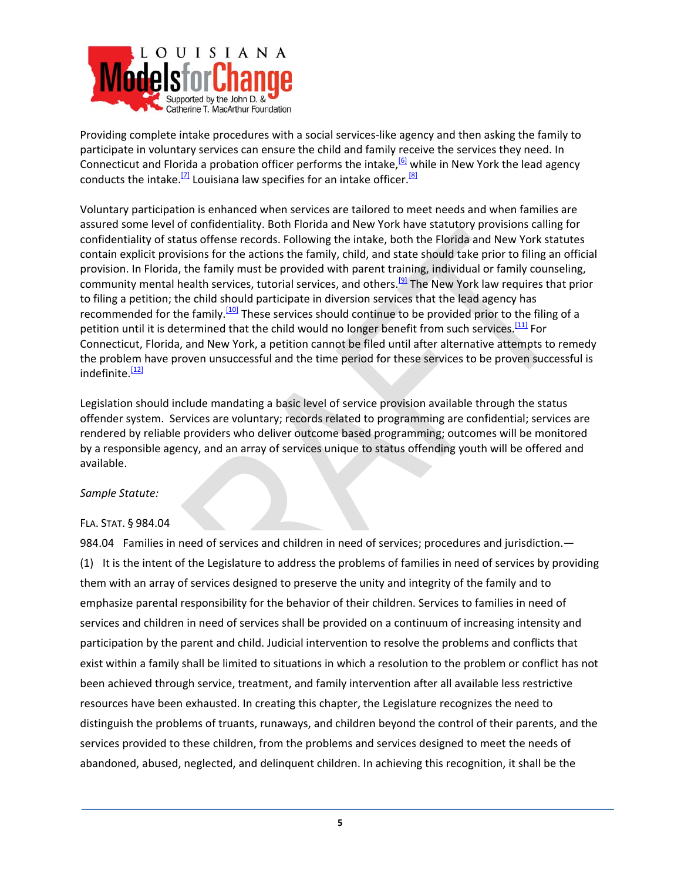Providing complete intake procedures with a social services-like agency and then asking the family to participate in voluntary services can ensure the child and family receive the services they need. In Connecticut and Florida a probation officer performs the intake,[6] while in New York the lead agency conducts the intake.[7] Louisiana law specifies for an intake officer.[8]

Voluntary participation is enhanced when services are tailored to meet needs and when families are assured some level of confidentiality. Both Florida and New York have statutory provisions calling for confidentiality of status offense records. Following the intake, both the Florida and New York statutes contain explicit provisions for the actions the family, child, and state should take prior to filing an official provision. In Florida, the family must be provided with parent training, individual or family counseling, community mental health services, tutorial services, and others.[9] The New York law requires that prior to filing a petition; the child should participate in diversion services that the lead agency has recommended for the family.[10] These services should continue to be provided prior to the filing of a petition until it is determined that the child would no longer benefit from such services.[11] For Connecticut, Florida, and New York, a petition cannot be filed until after alternative attempts to remedy the problem have proven unsuccessful and the time period for these services to be proven successful is indefinite.[12]

Legislation should include mandating a basic level of service provision available through the status offender system. Services are voluntary; records related to programming are confidential; services are rendered by reliable providers who deliver outcome based programming; outcomes will be monitored by a responsible agency, and an array of services unique to status offending youth will be offered and available.

*Sample Statute:*

FLA. STAT. § 984.04

984.04 Families in need of services and children in need of services; procedures and jurisdiction.—

(1) It is the intent of the Legislature to address the problems of families in need of services by providing them with an array of services designed to preserve the unity and integrity of the family and to emphasize parental responsibility for the behavior of their children. Services to families in need of services and children in need of services shall be provided on a continuum of increasing intensity and participation by the parent and child. Judicial intervention to resolve the problems and conflicts that exist within a family shall be limited to situations in which a resolution to the problem or conflict has not been achieved through service, treatment, and family intervention after all available less restrictive resources have been exhausted. In creating this chapter, the Legislature recognizes the need to distinguish the problems of truants, runaways, and children beyond the control of their parents, and the services provided to these children, from the problems and services designed to meet the needs of abandoned, abused, neglected, and delinquent children. In achieving this recognition, it shall be the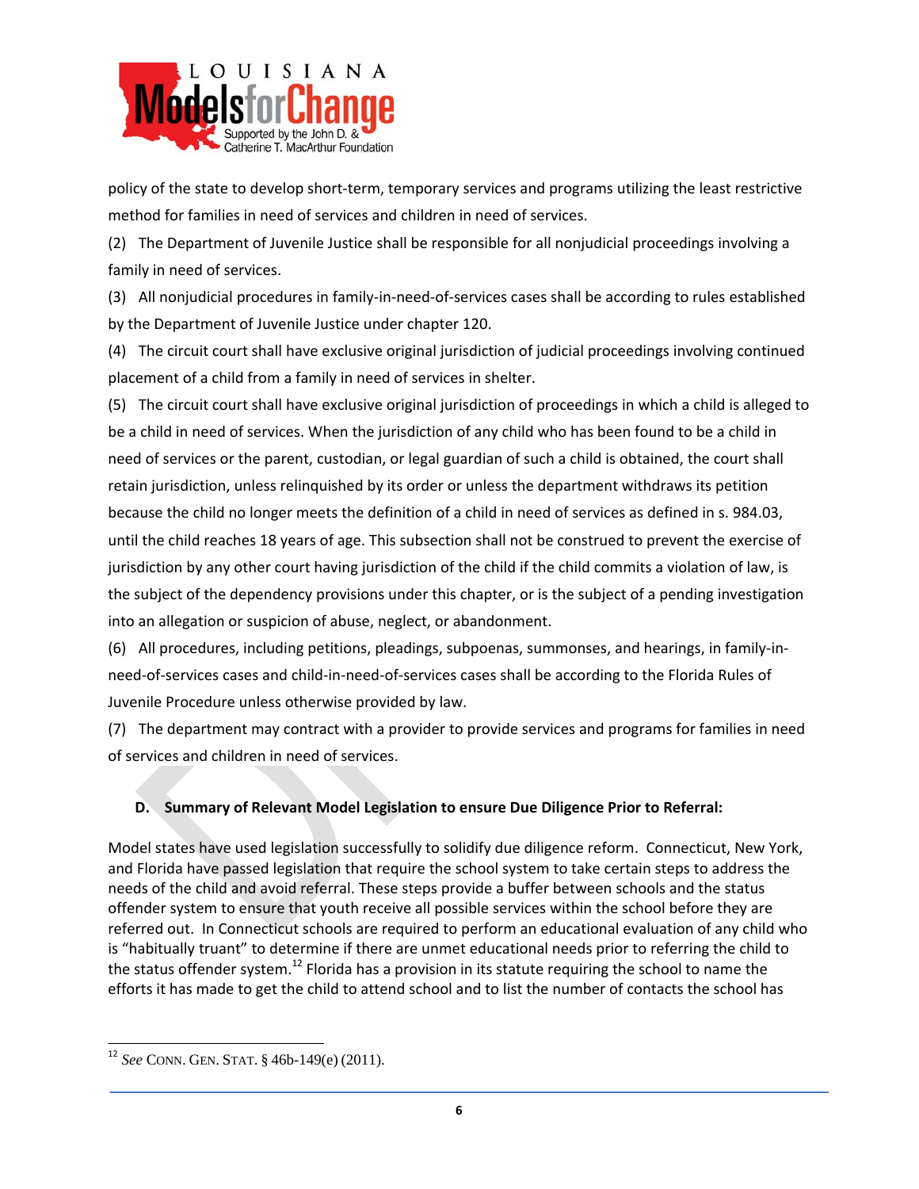policy of the state to develop short-term, temporary services and programs utilizing the least restrictive method for families in need of services and children in need of services.

(2) The Department of Juvenile Justice shall be responsible for all nonjudicial proceedings involving a family in need of services.

(3) All nonjudicial procedures in family-in-need-of-services cases shall be according to rules established by the Department of Juvenile Justice under chapter 120.

(4) The circuit court shall have exclusive original jurisdiction of judicial proceedings involving continued placement of a child from a family in need of services in shelter.

(5) The circuit court shall have exclusive original jurisdiction of proceedings in which a child is alleged to be a child in need of services. When the jurisdiction of any child who has been found to be a child in need of services or the parent, custodian, or legal guardian of such a child is obtained, the court shall retain jurisdiction, unless relinquished by its order or unless the department withdraws its petition because the child no longer meets the definition of a child in need of services as defined in s. 984.03, until the child reaches 18 years of age. This subsection shall not be construed to prevent the exercise of jurisdiction by any other court having jurisdiction of the child if the child commits a violation of law, is the subject of the dependency provisions under this chapter, or is the subject of a pending investigation into an allegation or suspicion of abuse, neglect, or abandonment.

(6) All procedures, including petitions, pleadings, subpoenas, summonses, and hearings, in family-in-need-of-services cases and child-in-need-of-services cases shall be according to the Florida Rules of Juvenile Procedure unless otherwise provided by law.

(7) The department may contract with a provider to provide services and programs for families in need of services and children in need of services.

### D. Summary of Relevant Model Legislation to ensure Due Diligence Prior to Referral:

Model states have used legislation successfully to solidify due diligence reform. Connecticut, New York, and Florida have passed legislation that require the school system to take certain steps to address the needs of the child and avoid referral. These steps provide a buffer between schools and the status offender system to ensure that youth receive all possible services within the school before they are referred out. In Connecticut schools are required to perform an educational evaluation of any child who is "habitually truant" to determine if there are unmet educational needs prior to referring the child to the status offender system.[12] Florida has a provision in its statute requiring the school to name the efforts it has made to get the child to attend school and to list the number of contacts the school has

---

[12] *See* CONN. GEN. STAT. § 46b-149(e) (2011).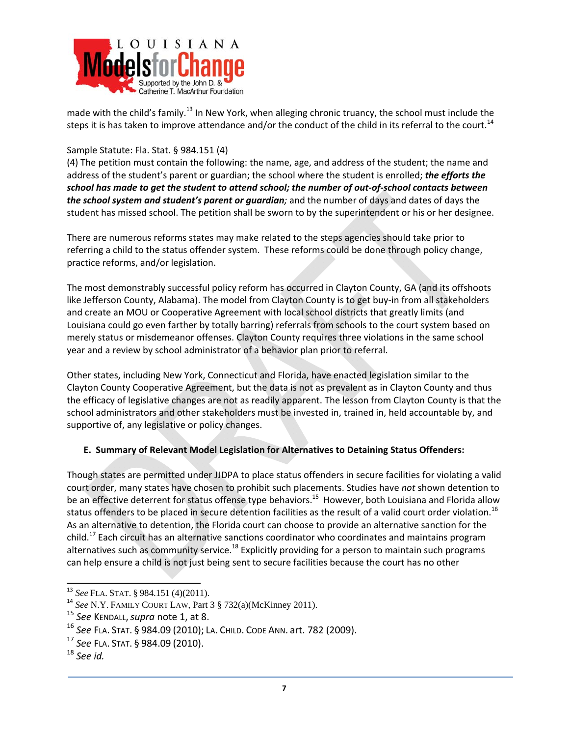made with the child's family.[13] In New York, when alleging chronic truancy, the school must include the steps it is has taken to improve attendance and/or the conduct of the child in its referral to the court.[14]

Sample Statute: Fla. Stat. § 984.151 (4)
(4) The petition must contain the following: the name, age, and address of the student; the name and address of the student's parent or guardian; the school where the student is enrolled; ***the efforts the school has made to get the student to attend school; the number of out-of-school contacts between the school system and student's parent or guardian;*** and the number of days and dates of days the student has missed school. The petition shall be sworn to by the superintendent or his or her designee.

There are numerous reforms states may make related to the steps agencies should take prior to referring a child to the status offender system. These reforms could be done through policy change, practice reforms, and/or legislation.

The most demonstrably successful policy reform has occurred in Clayton County, GA (and its offshoots like Jefferson County, Alabama). The model from Clayton County is to get buy-in from all stakeholders and create an MOU or Cooperative Agreement with local school districts that greatly limits (and Louisiana could go even farther by totally barring) referrals from schools to the court system based on merely status or misdemeanor offenses. Clayton County requires three violations in the same school year and a review by school administrator of a behavior plan prior to referral.

Other states, including New York, Connecticut and Florida, have enacted legislation similar to the Clayton County Cooperative Agreement, but the data is not as prevalent as in Clayton County and thus the efficacy of legislative changes are not as readily apparent. The lesson from Clayton County is that the school administrators and other stakeholders must be invested in, trained in, held accountable by, and supportive of, any legislative or policy changes.

### E. Summary of Relevant Model Legislation for Alternatives to Detaining Status Offenders:

Though states are permitted under JJDPA to place status offenders in secure facilities for violating a valid court order, many states have chosen to prohibit such placements. Studies have *not* shown detention to be an effective deterrent for status offense type behaviors.[15] However, both Louisiana and Florida allow status offenders to be placed in secure detention facilities as the result of a valid court order violation.[16] As an alternative to detention, the Florida court can choose to provide an alternative sanction for the child.[17] Each circuit has an alternative sanctions coordinator who coordinates and maintains program alternatives such as community service.[18] Explicitly providing for a person to maintain such programs can help ensure a child is not just being sent to secure facilities because the court has no other

---

[13] *See* FLA. STAT. § 984.151 (4)(2011).
[14] *See* N.Y. FAMILY COURT LAW, Part 3 § 732(a)(McKinney 2011).
[15] *See* KENDALL, *supra* note 1, at 8.
[16] *See* FLA. STAT. § 984.09 (2010); LA. CHILD. CODE ANN. art. 782 (2009).
[17] *See* FLA. STAT. § 984.09 (2010).
[18] *See id.*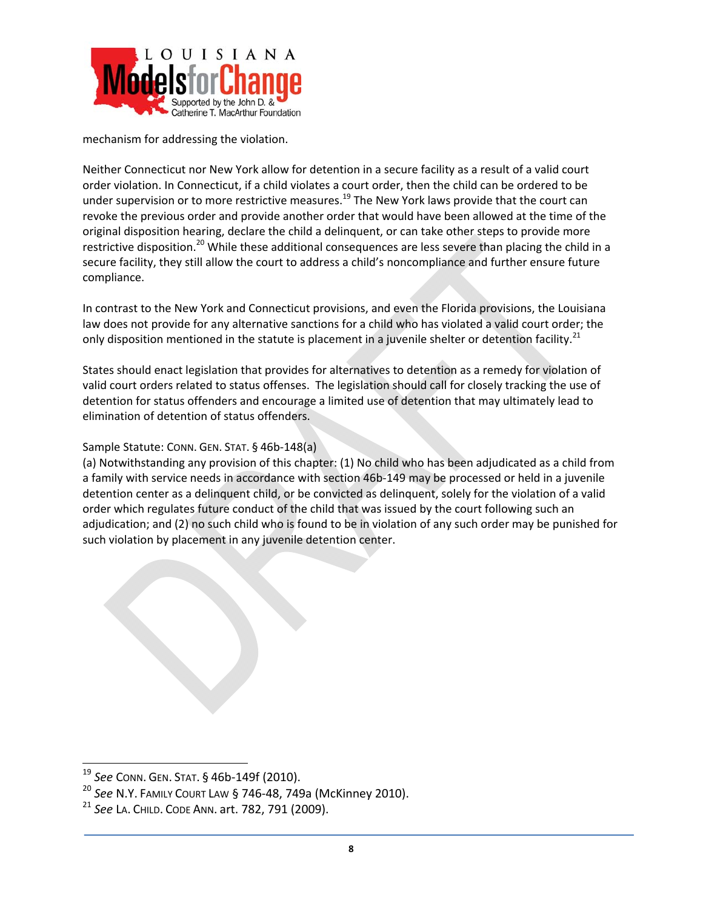mechanism for addressing the violation.

Neither Connecticut nor New York allow for detention in a secure facility as a result of a valid court order violation. In Connecticut, if a child violates a court order, then the child can be ordered to be under supervision or to more restrictive measures.[19] The New York laws provide that the court can revoke the previous order and provide another order that would have been allowed at the time of the original disposition hearing, declare the child a delinquent, or can take other steps to provide more restrictive disposition.[20] While these additional consequences are less severe than placing the child in a secure facility, they still allow the court to address a child's noncompliance and further ensure future compliance.

In contrast to the New York and Connecticut provisions, and even the Florida provisions, the Louisiana law does not provide for any alternative sanctions for a child who has violated a valid court order; the only disposition mentioned in the statute is placement in a juvenile shelter or detention facility.[21]

States should enact legislation that provides for alternatives to detention as a remedy for violation of valid court orders related to status offenses. The legislation should call for closely tracking the use of detention for status offenders and encourage a limited use of detention that may ultimately lead to elimination of detention of status offenders.

Sample Statute: CONN. GEN. STAT. § 46b-148(a)
(a) Notwithstanding any provision of this chapter: (1) No child who has been adjudicated as a child from a family with service needs in accordance with section 46b-149 may be processed or held in a juvenile detention center as a delinquent child, or be convicted as delinquent, solely for the violation of a valid order which regulates future conduct of the child that was issued by the court following such an adjudication; and (2) no such child who is found to be in violation of any such order may be punished for such violation by placement in any juvenile detention center.

---

[19] *See* CONN. GEN. STAT. § 46b-149f (2010).
[20] *See* N.Y. FAMILY COURT LAW § 746-48, 749a (McKinney 2010).
[21] *See* LA. CHILD. CODE ANN. art. 782, 791 (2009).